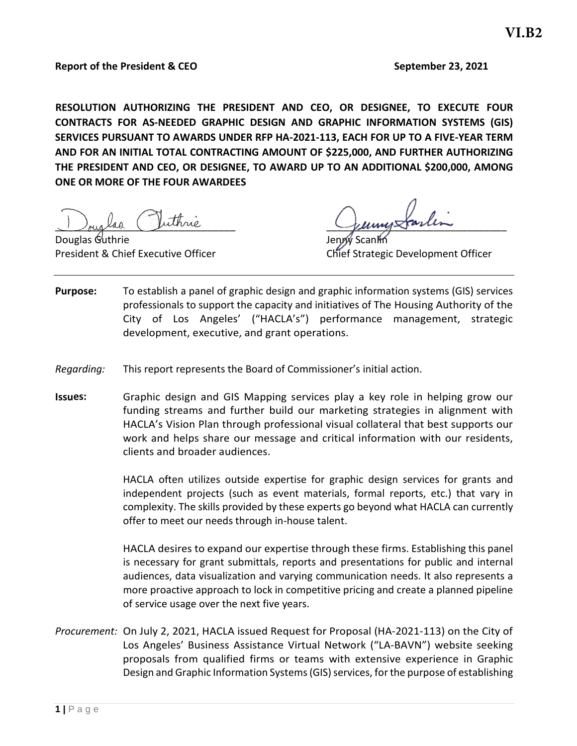VI.B2

**Report of the President & CEO** **September 23, 2021**

**RESOLUTION AUTHORIZING THE PRESIDENT AND CEO, OR DESIGNEE, TO EXECUTE FOUR CONTRACTS FOR AS-NEEDED GRAPHIC DESIGN AND GRAPHIC INFORMATION SYSTEMS (GIS) SERVICES PURSUANT TO AWARDS UNDER RFP HA-2021-113, EACH FOR UP TO A FIVE-YEAR TERM AND FOR AN INITIAL TOTAL CONTRACTING AMOUNT OF $225,000, AND FURTHER AUTHORIZING THE PRESIDENT AND CEO, OR DESIGNEE, TO AWARD UP TO AN ADDITIONAL $200,000, AMONG ONE OR MORE OF THE FOUR AWARDEES**

Douglas Guthrie
President & Chief Executive Officer

Jenny Scanlin
Chief Strategic Development Officer

---

**Purpose:** To establish a panel of graphic design and graphic information systems (GIS) services professionals to support the capacity and initiatives of The Housing Authority of the City of Los Angeles' ("HACLA's") performance management, strategic development, executive, and grant operations.

*Regarding:* This report represents the Board of Commissioner's initial action.

**Issues:** Graphic design and GIS Mapping services play a key role in helping grow our funding streams and further build our marketing strategies in alignment with HACLA's Vision Plan through professional visual collateral that best supports our work and helps share our message and critical information with our residents, clients and broader audiences.

HACLA often utilizes outside expertise for graphic design services for grants and independent projects (such as event materials, formal reports, etc.) that vary in complexity. The skills provided by these experts go beyond what HACLA can currently offer to meet our needs through in-house talent.

HACLA desires to expand our expertise through these firms. Establishing this panel is necessary for grant submittals, reports and presentations for public and internal audiences, data visualization and varying communication needs. It also represents a more proactive approach to lock in competitive pricing and create a planned pipeline of service usage over the next five years.

*Procurement:* On July 2, 2021, HACLA issued Request for Proposal (HA-2021-113) on the City of Los Angeles' Business Assistance Virtual Network ("LA-BAVN") website seeking proposals from qualified firms or teams with extensive experience in Graphic Design and Graphic Information Systems (GIS) services, for the purpose of establishing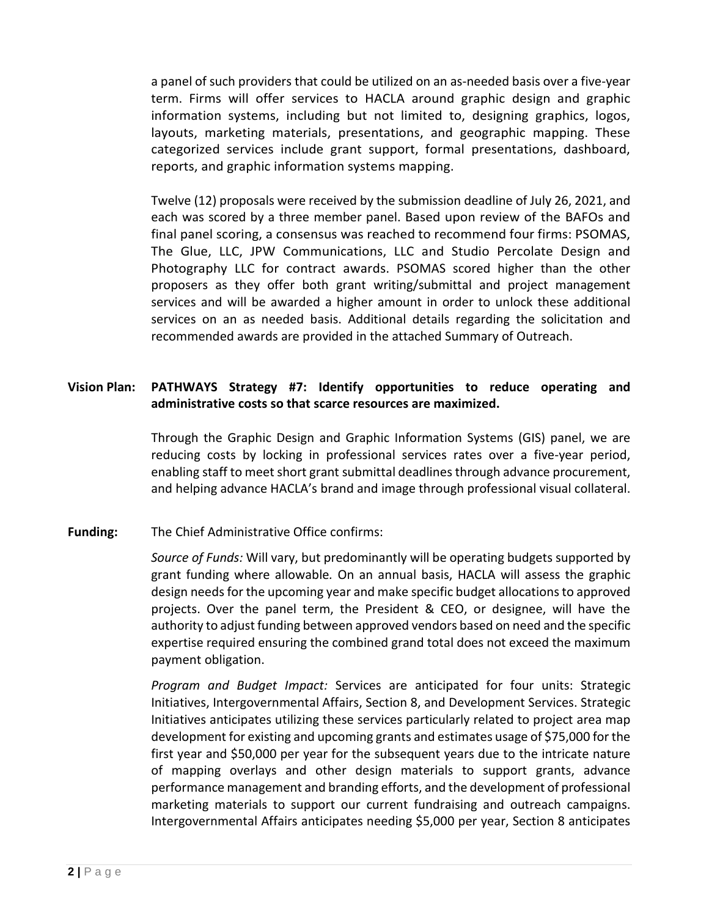a panel of such providers that could be utilized on an as-needed basis over a five-year term. Firms will offer services to HACLA around graphic design and graphic information systems, including but not limited to, designing graphics, logos, layouts, marketing materials, presentations, and geographic mapping. These categorized services include grant support, formal presentations, dashboard, reports, and graphic information systems mapping.

Twelve (12) proposals were received by the submission deadline of July 26, 2021, and each was scored by a three member panel. Based upon review of the BAFOs and final panel scoring, a consensus was reached to recommend four firms: PSOMAS, The Glue, LLC, JPW Communications, LLC and Studio Percolate Design and Photography LLC for contract awards. PSOMAS scored higher than the other proposers as they offer both grant writing/submittal and project management services and will be awarded a higher amount in order to unlock these additional services on an as needed basis. Additional details regarding the solicitation and recommended awards are provided in the attached Summary of Outreach.

**Vision Plan: PATHWAYS Strategy #7: Identify opportunities to reduce operating and administrative costs so that scarce resources are maximized.**

Through the Graphic Design and Graphic Information Systems (GIS) panel, we are reducing costs by locking in professional services rates over a five-year period, enabling staff to meet short grant submittal deadlines through advance procurement, and helping advance HACLA's brand and image through professional visual collateral.

**Funding:** The Chief Administrative Office confirms:

*Source of Funds:* Will vary, but predominantly will be operating budgets supported by grant funding where allowable. On an annual basis, HACLA will assess the graphic design needs for the upcoming year and make specific budget allocations to approved projects. Over the panel term, the President & CEO, or designee, will have the authority to adjust funding between approved vendors based on need and the specific expertise required ensuring the combined grand total does not exceed the maximum payment obligation.

*Program and Budget Impact:* Services are anticipated for four units: Strategic Initiatives, Intergovernmental Affairs, Section 8, and Development Services. Strategic Initiatives anticipates utilizing these services particularly related to project area map development for existing and upcoming grants and estimates usage of $75,000 for the first year and $50,000 per year for the subsequent years due to the intricate nature of mapping overlays and other design materials to support grants, advance performance management and branding efforts, and the development of professional marketing materials to support our current fundraising and outreach campaigns. Intergovernmental Affairs anticipates needing $5,000 per year, Section 8 anticipates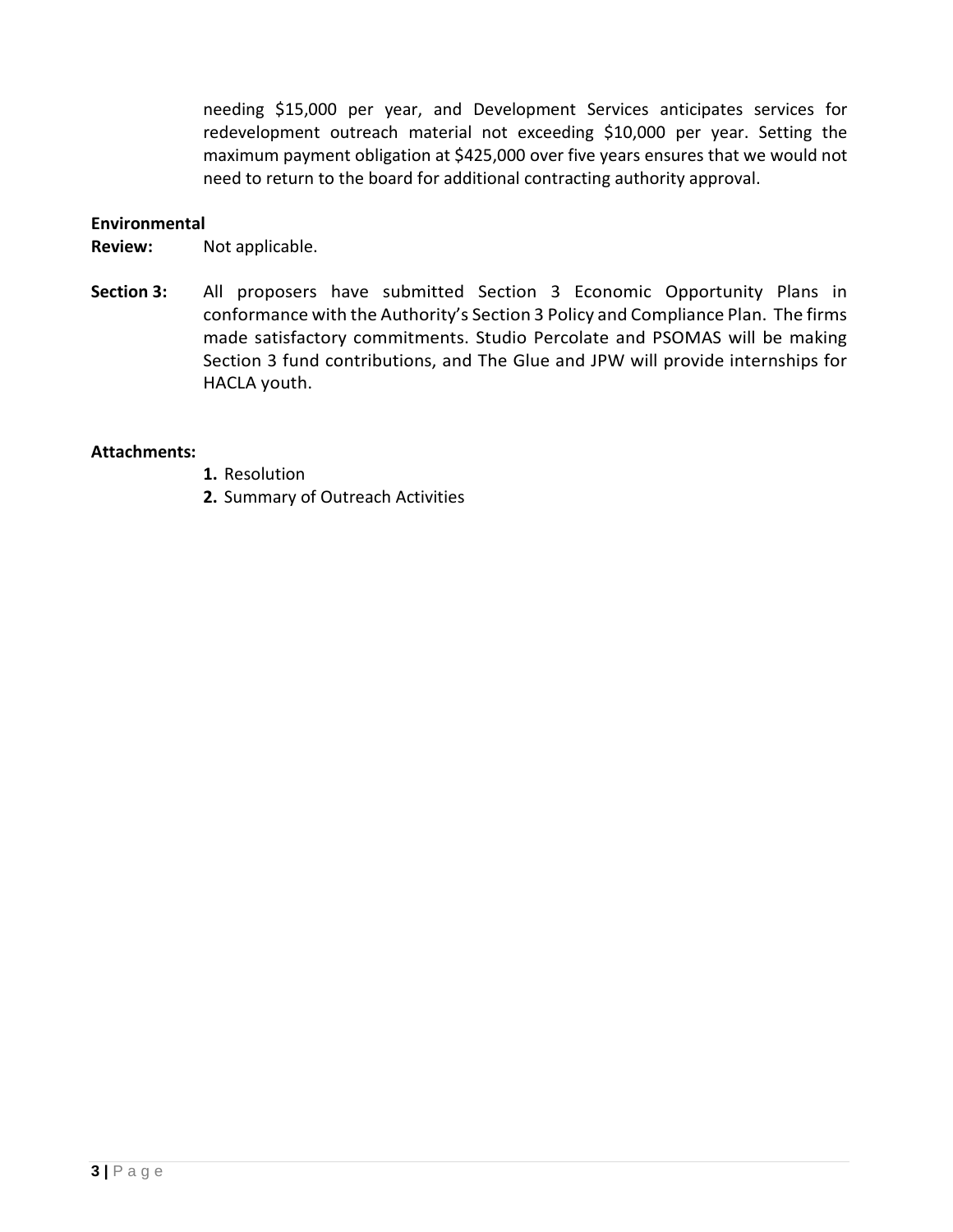needing $15,000 per year, and Development Services anticipates services for redevelopment outreach material not exceeding $10,000 per year. Setting the maximum payment obligation at $425,000 over five years ensures that we would not need to return to the board for additional contracting authority approval.

**Environmental Review:** Not applicable.

**Section 3:** All proposers have submitted Section 3 Economic Opportunity Plans in conformance with the Authority's Section 3 Policy and Compliance Plan. The firms made satisfactory commitments. Studio Percolate and PSOMAS will be making Section 3 fund contributions, and The Glue and JPW will provide internships for HACLA youth.

**Attachments:**

1. Resolution
2. Summary of Outreach Activities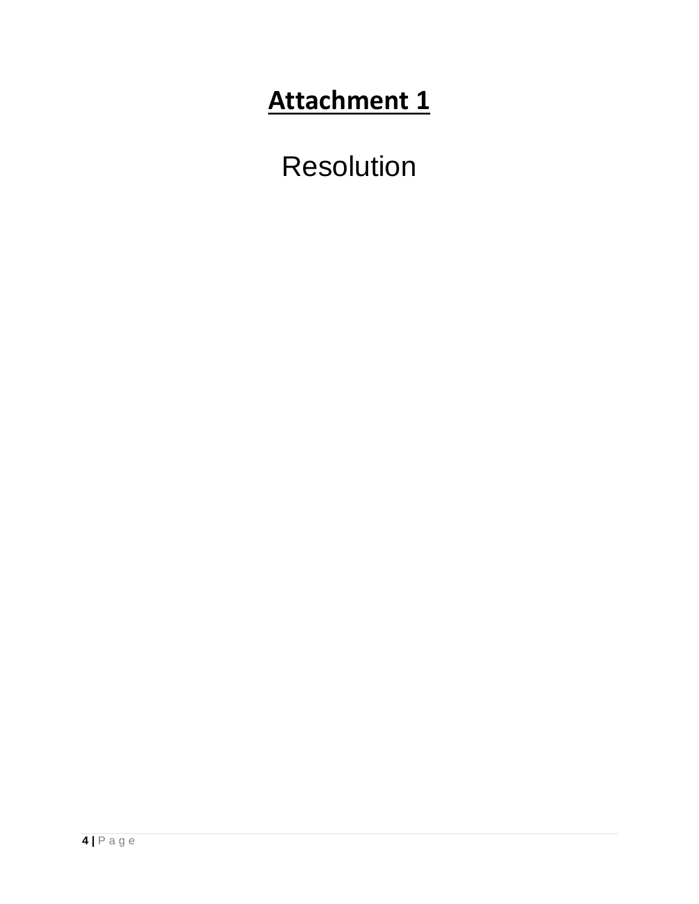# **Attachment 1**

Resolution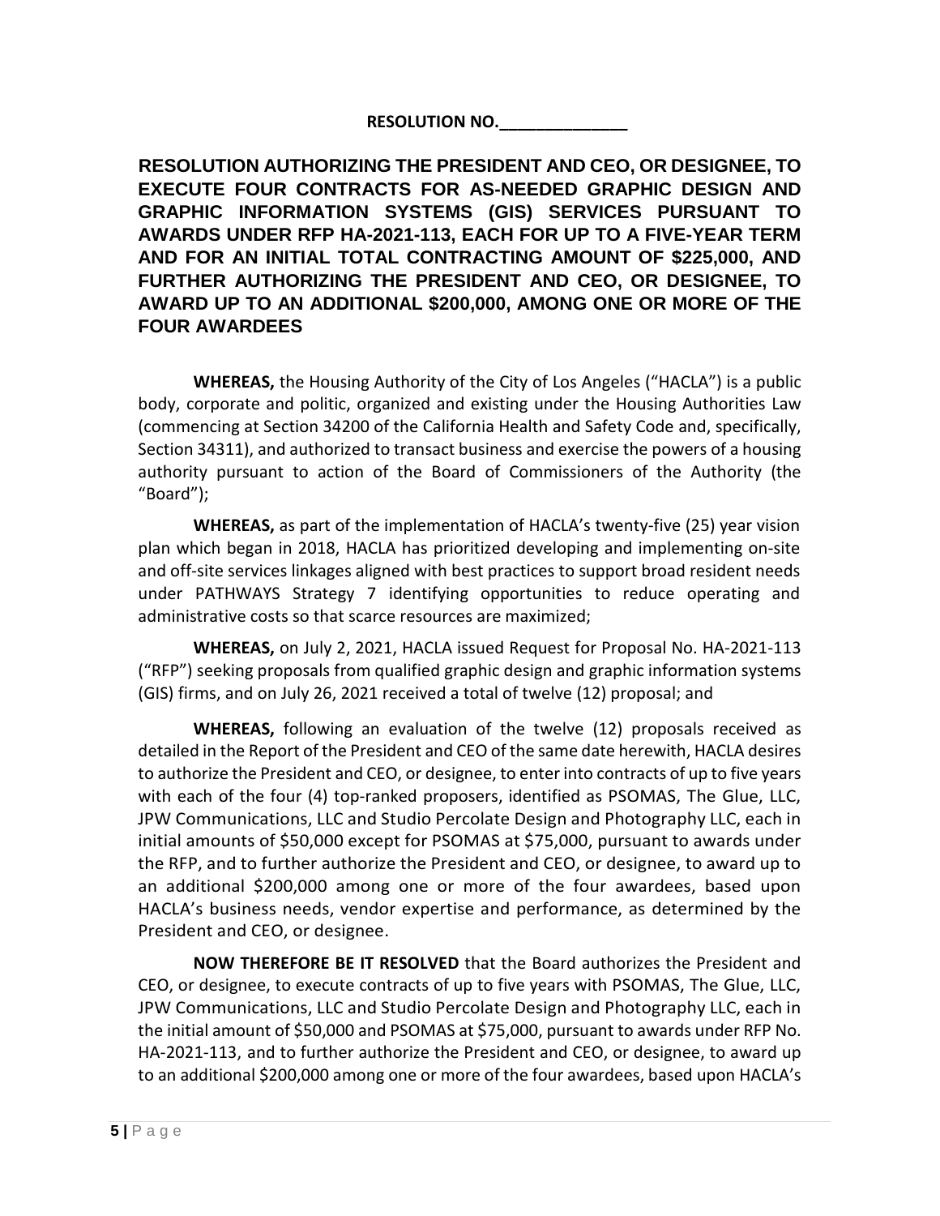**RESOLUTION NO.______________**

# RESOLUTION AUTHORIZING THE PRESIDENT AND CEO, OR DESIGNEE, TO EXECUTE FOUR CONTRACTS FOR AS-NEEDED GRAPHIC DESIGN AND GRAPHIC INFORMATION SYSTEMS (GIS) SERVICES PURSUANT TO AWARDS UNDER RFP HA-2021-113, EACH FOR UP TO A FIVE-YEAR TERM AND FOR AN INITIAL TOTAL CONTRACTING AMOUNT OF $225,000, AND FURTHER AUTHORIZING THE PRESIDENT AND CEO, OR DESIGNEE, TO AWARD UP TO AN ADDITIONAL $200,000, AMONG ONE OR MORE OF THE FOUR AWARDEES

**WHEREAS,** the Housing Authority of the City of Los Angeles ("HACLA") is a public body, corporate and politic, organized and existing under the Housing Authorities Law (commencing at Section 34200 of the California Health and Safety Code and, specifically, Section 34311), and authorized to transact business and exercise the powers of a housing authority pursuant to action of the Board of Commissioners of the Authority (the "Board");

**WHEREAS,** as part of the implementation of HACLA's twenty-five (25) year vision plan which began in 2018, HACLA has prioritized developing and implementing on-site and off-site services linkages aligned with best practices to support broad resident needs under PATHWAYS Strategy 7 identifying opportunities to reduce operating and administrative costs so that scarce resources are maximized;

**WHEREAS,** on July 2, 2021, HACLA issued Request for Proposal No. HA-2021-113 ("RFP") seeking proposals from qualified graphic design and graphic information systems (GIS) firms, and on July 26, 2021 received a total of twelve (12) proposal; and

**WHEREAS,** following an evaluation of the twelve (12) proposals received as detailed in the Report of the President and CEO of the same date herewith, HACLA desires to authorize the President and CEO, or designee, to enter into contracts of up to five years with each of the four (4) top-ranked proposers, identified as PSOMAS, The Glue, LLC, JPW Communications, LLC and Studio Percolate Design and Photography LLC, each in initial amounts of $50,000 except for PSOMAS at $75,000, pursuant to awards under the RFP, and to further authorize the President and CEO, or designee, to award up to an additional $200,000 among one or more of the four awardees, based upon HACLA's business needs, vendor expertise and performance, as determined by the President and CEO, or designee.

**NOW THEREFORE BE IT RESOLVED** that the Board authorizes the President and CEO, or designee, to execute contracts of up to five years with PSOMAS, The Glue, LLC, JPW Communications, LLC and Studio Percolate Design and Photography LLC, each in the initial amount of $50,000 and PSOMAS at $75,000, pursuant to awards under RFP No. HA-2021-113, and to further authorize the President and CEO, or designee, to award up to an additional $200,000 among one or more of the four awardees, based upon HACLA's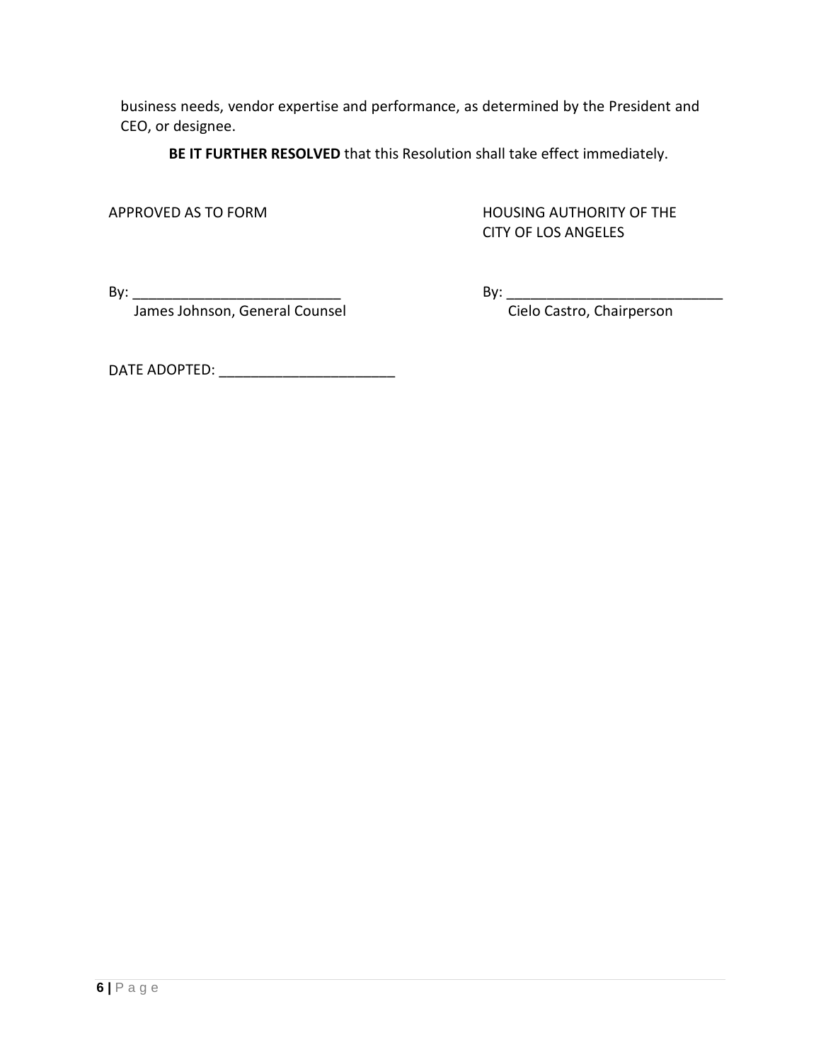business needs, vendor expertise and performance, as determined by the President and CEO, or designee.

**BE IT FURTHER RESOLVED** that this Resolution shall take effect immediately.

APPROVED AS TO FORM

By: ___________________________
James Johnson, General Counsel

HOUSING AUTHORITY OF THE CITY OF LOS ANGELES

By: ____________________________
Cielo Castro, Chairperson

DATE ADOPTED: ______________________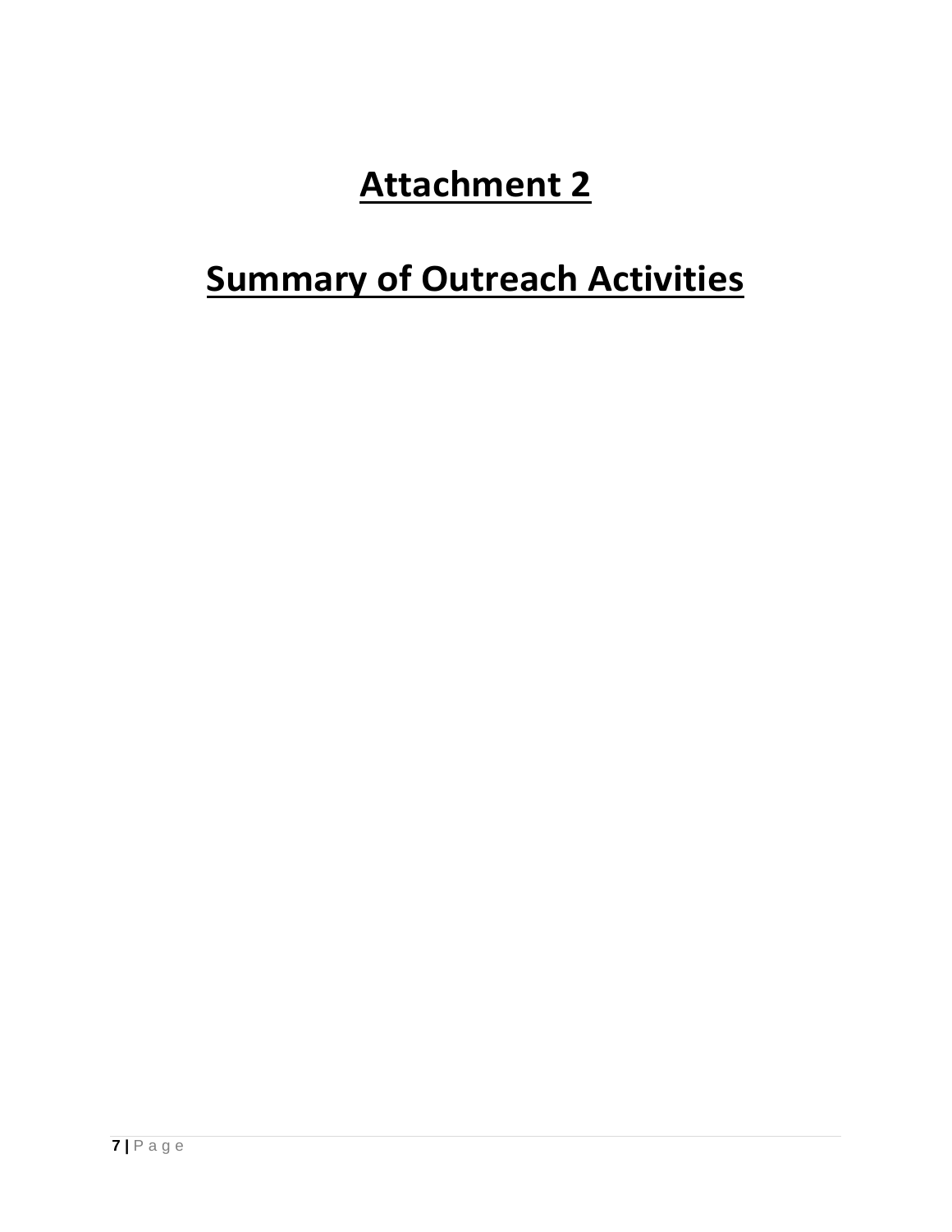# Attachment 2

# Summary of Outreach Activities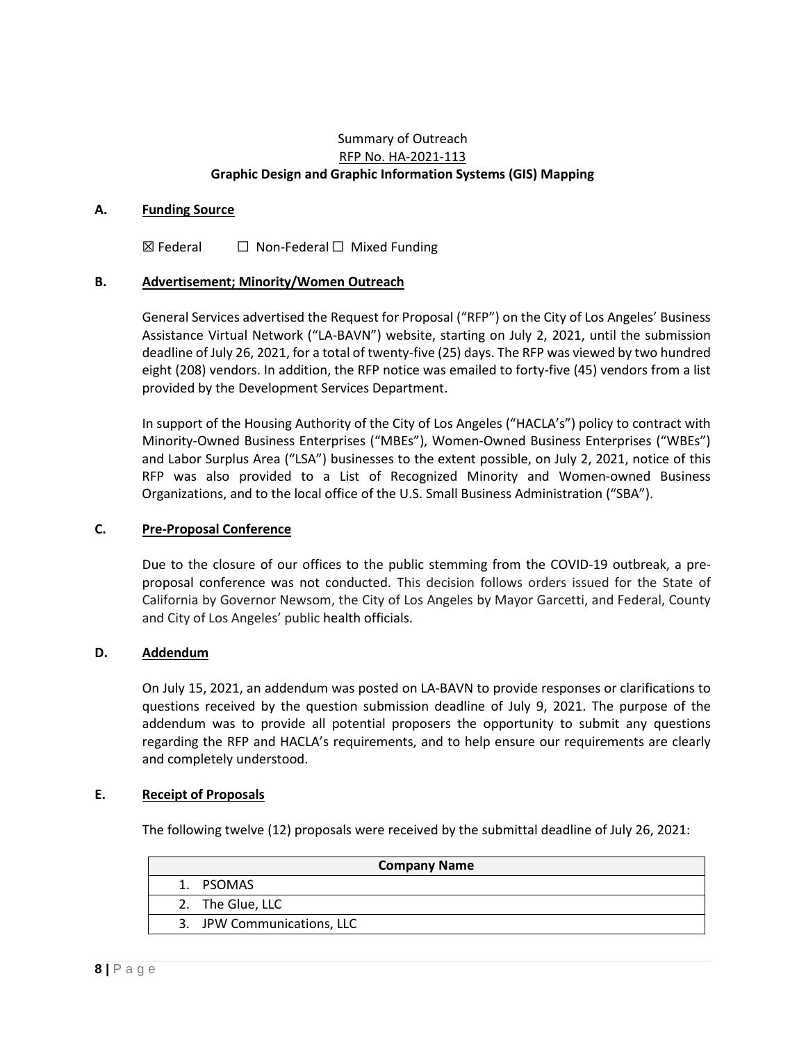Summary of Outreach

RFP No. HA-2021-113

**Graphic Design and Graphic Information Systems (GIS) Mapping**

**A. Funding Source**

☒ Federal ☐ Non-Federal ☐ Mixed Funding

**B. Advertisement; Minority/Women Outreach**

General Services advertised the Request for Proposal ("RFP") on the City of Los Angeles' Business Assistance Virtual Network ("LA-BAVN") website, starting on July 2, 2021, until the submission deadline of July 26, 2021, for a total of twenty-five (25) days. The RFP was viewed by two hundred eight (208) vendors. In addition, the RFP notice was emailed to forty-five (45) vendors from a list provided by the Development Services Department.

In support of the Housing Authority of the City of Los Angeles ("HACLA's") policy to contract with Minority-Owned Business Enterprises ("MBEs"), Women-Owned Business Enterprises ("WBEs") and Labor Surplus Area ("LSA") businesses to the extent possible, on July 2, 2021, notice of this RFP was also provided to a List of Recognized Minority and Women-owned Business Organizations, and to the local office of the U.S. Small Business Administration ("SBA").

**C. Pre-Proposal Conference**

Due to the closure of our offices to the public stemming from the COVID-19 outbreak, a pre-proposal conference was not conducted. This decision follows orders issued for the State of California by Governor Newsom, the City of Los Angeles by Mayor Garcetti, and Federal, County and City of Los Angeles' public health officials.

**D. Addendum**

On July 15, 2021, an addendum was posted on LA-BAVN to provide responses or clarifications to questions received by the question submission deadline of July 9, 2021. The purpose of the addendum was to provide all potential proposers the opportunity to submit any questions regarding the RFP and HACLA's requirements, and to help ensure our requirements are clearly and completely understood.

**E. Receipt of Proposals**

The following twelve (12) proposals were received by the submittal deadline of July 26, 2021:

| Company Name |
|---|
| 1. PSOMAS |
| 2. The Glue, LLC |
| 3. JPW Communications, LLC |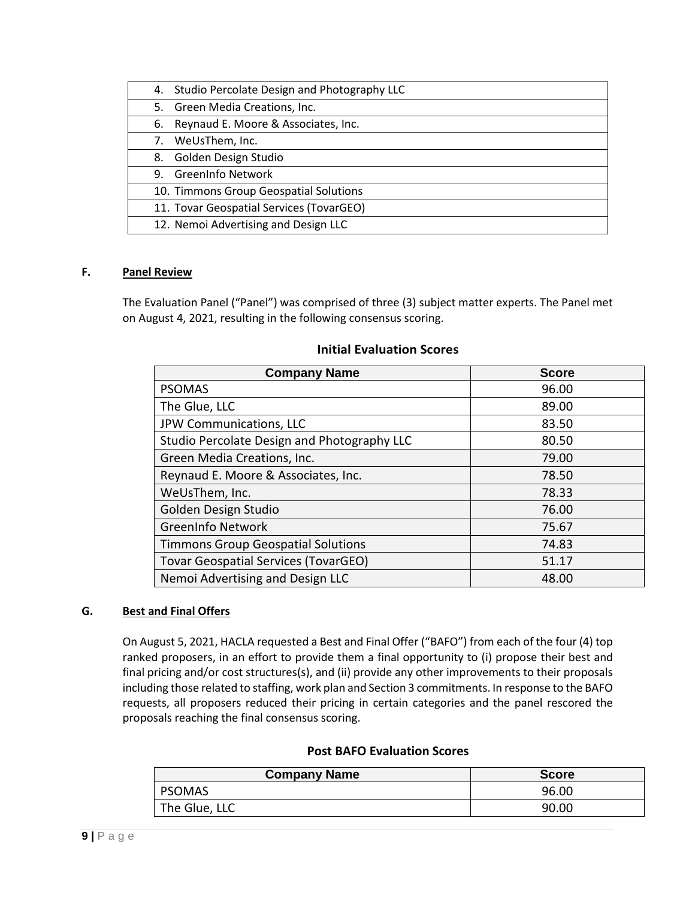| 4. Studio Percolate Design and Photography LLC |
|---|
| 5. Green Media Creations, Inc. |
| 6. Reynaud E. Moore & Associates, Inc. |
| 7. WeUsThem, Inc. |
| 8. Golden Design Studio |
| 9. GreenInfo Network |
| 10. Timmons Group Geospatial Solutions |
| 11. Tovar Geospatial Services (TovarGEO) |
| 12. Nemoi Advertising and Design LLC |

### F. Panel Review

The Evaluation Panel ("Panel") was comprised of three (3) subject matter experts. The Panel met on August 4, 2021, resulting in the following consensus scoring.

**Initial Evaluation Scores**

| Company Name | Score |
|---|---|
| PSOMAS | 96.00 |
| The Glue, LLC | 89.00 |
| JPW Communications, LLC | 83.50 |
| Studio Percolate Design and Photography LLC | 80.50 |
| Green Media Creations, Inc. | 79.00 |
| Reynaud E. Moore & Associates, Inc. | 78.50 |
| WeUsThem, Inc. | 78.33 |
| Golden Design Studio | 76.00 |
| GreenInfo Network | 75.67 |
| Timmons Group Geospatial Solutions | 74.83 |
| Tovar Geospatial Services (TovarGEO) | 51.17 |
| Nemoi Advertising and Design LLC | 48.00 |

### G. Best and Final Offers

On August 5, 2021, HACLA requested a Best and Final Offer ("BAFO") from each of the four (4) top ranked proposers, in an effort to provide them a final opportunity to (i) propose their best and final pricing and/or cost structures(s), and (ii) provide any other improvements to their proposals including those related to staffing, work plan and Section 3 commitments. In response to the BAFO requests, all proposers reduced their pricing in certain categories and the panel rescored the proposals reaching the final consensus scoring.

**Post BAFO Evaluation Scores**

| Company Name | Score |
|---|---|
| PSOMAS | 96.00 |
| The Glue, LLC | 90.00 |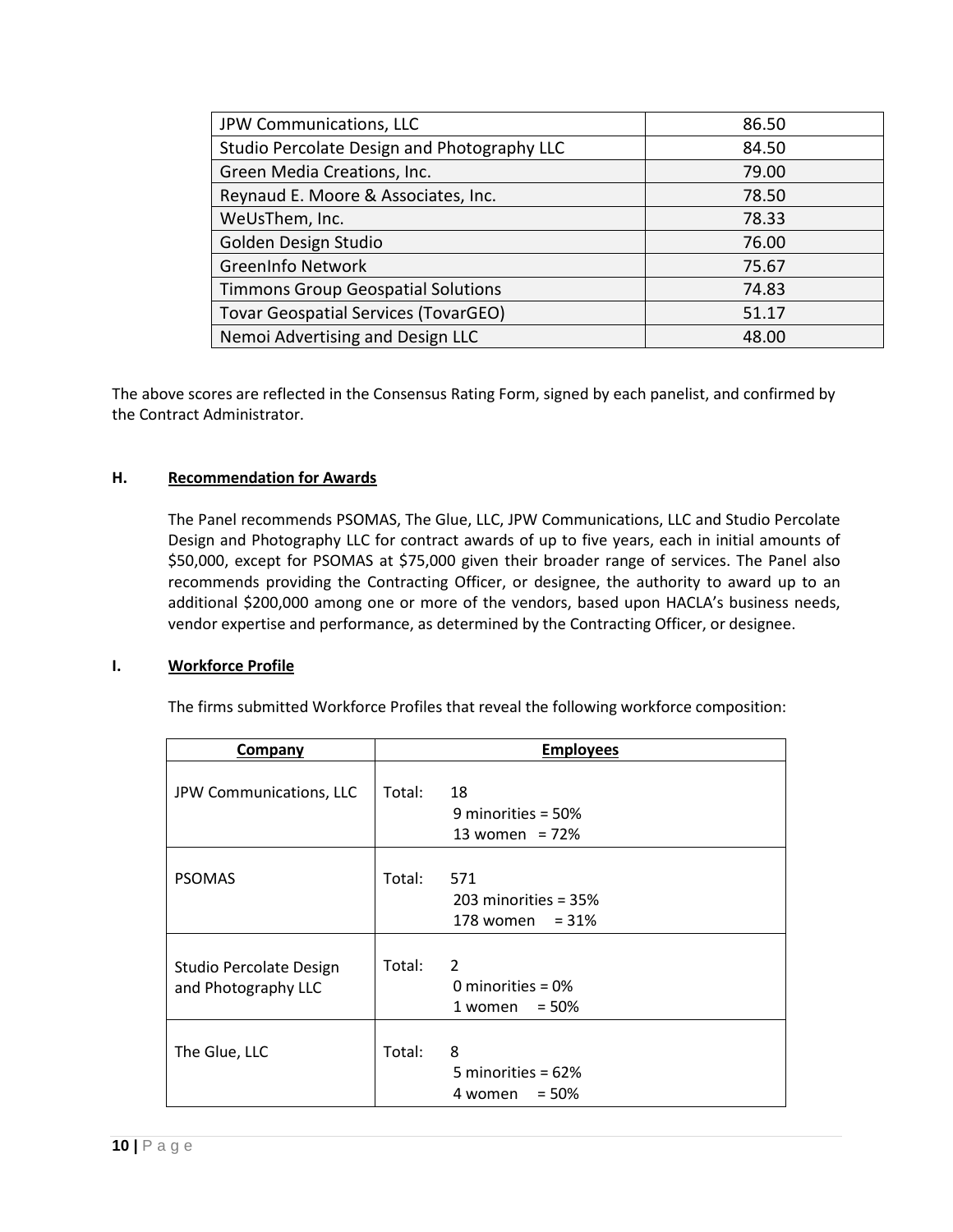| JPW Communications, LLC | 86.50 |
| --- | --- |
| Studio Percolate Design and Photography LLC | 84.50 |
| Green Media Creations, Inc. | 79.00 |
| Reynaud E. Moore & Associates, Inc. | 78.50 |
| WeUsThem, Inc. | 78.33 |
| Golden Design Studio | 76.00 |
| GreenInfo Network | 75.67 |
| Timmons Group Geospatial Solutions | 74.83 |
| Tovar Geospatial Services (TovarGEO) | 51.17 |
| Nemoi Advertising and Design LLC | 48.00 |

The above scores are reflected in the Consensus Rating Form, signed by each panelist, and confirmed by the Contract Administrator.

**H. <u>Recommendation for Awards</u>**

The Panel recommends PSOMAS, The Glue, LLC, JPW Communications, LLC and Studio Percolate Design and Photography LLC for contract awards of up to five years, each in initial amounts of $50,000, except for PSOMAS at $75,000 given their broader range of services. The Panel also recommends providing the Contracting Officer, or designee, the authority to award up to an additional $200,000 among one or more of the vendors, based upon HACLA's business needs, vendor expertise and performance, as determined by the Contracting Officer, or designee.

**I. <u>Workforce Profile</u>**

The firms submitted Workforce Profiles that reveal the following workforce composition:

| Company | Employees |
| --- | --- |
| JPW Communications, LLC | Total: 18<br>9 minorities = 50%<br>13 women = 72% |
| PSOMAS | Total: 571<br>203 minorities = 35%<br>178 women = 31% |
| Studio Percolate Design and Photography LLC | Total: 2<br>0 minorities = 0%<br>1 women = 50% |
| The Glue, LLC | Total: 8<br>5 minorities = 62%<br>4 women = 50% |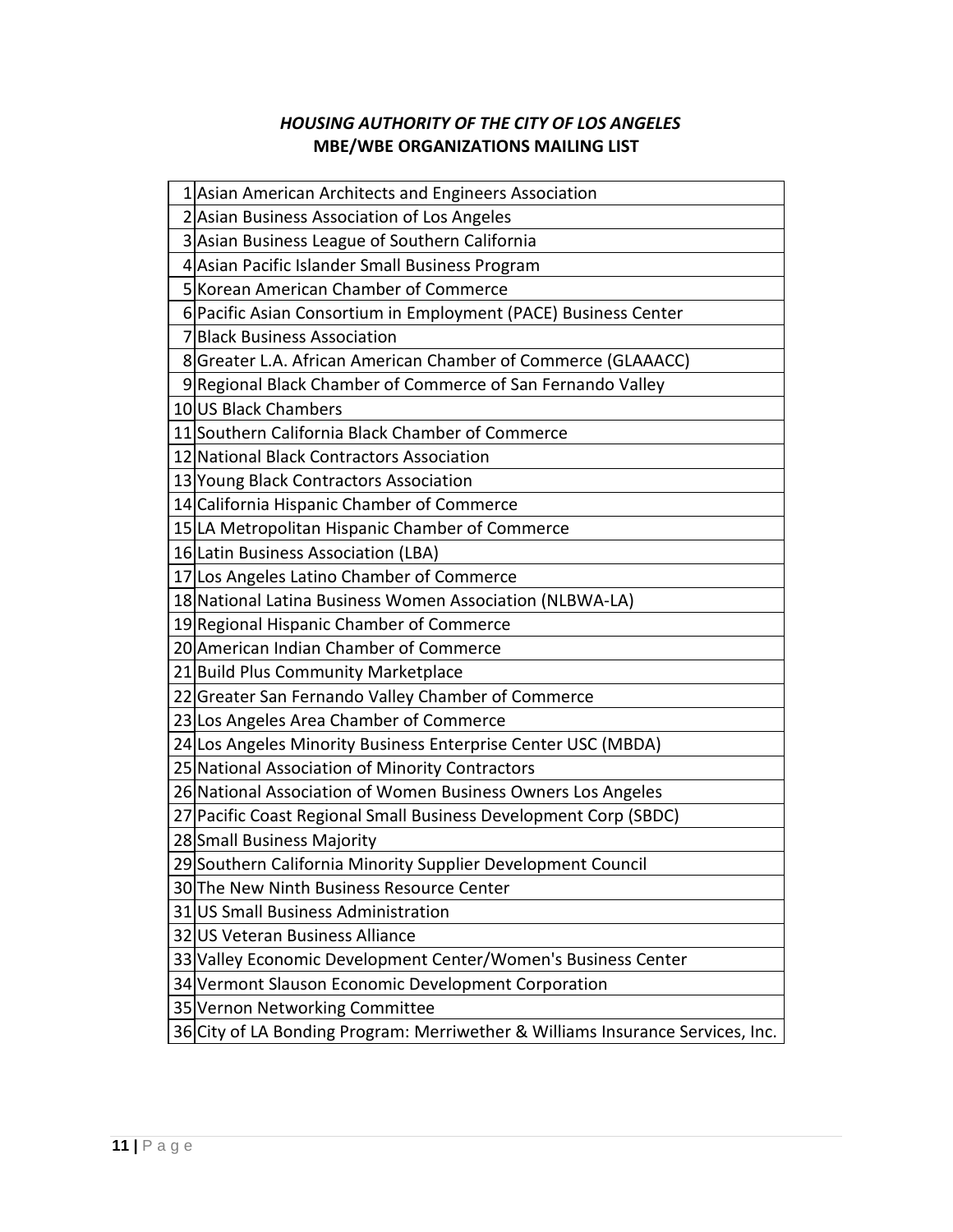***HOUSING AUTHORITY OF THE CITY OF LOS ANGELES***

**MBE/WBE ORGANIZATIONS MAILING LIST**

| | |
|---|---|
| 1 | Asian American Architects and Engineers Association |
| 2 | Asian Business Association of Los Angeles |
| 3 | Asian Business League of Southern California |
| 4 | Asian Pacific Islander Small Business Program |
| 5 | Korean American Chamber of Commerce |
| 6 | Pacific Asian Consortium in Employment (PACE) Business Center |
| 7 | Black Business Association |
| 8 | Greater L.A. African American Chamber of Commerce (GLAAACC) |
| 9 | Regional Black Chamber of Commerce of San Fernando Valley |
| 10 | US Black Chambers |
| 11 | Southern California Black Chamber of Commerce |
| 12 | National Black Contractors Association |
| 13 | Young Black Contractors Association |
| 14 | California Hispanic Chamber of Commerce |
| 15 | LA Metropolitan Hispanic Chamber of Commerce |
| 16 | Latin Business Association (LBA) |
| 17 | Los Angeles Latino Chamber of Commerce |
| 18 | National Latina Business Women Association (NLBWA-LA) |
| 19 | Regional Hispanic Chamber of Commerce |
| 20 | American Indian Chamber of Commerce |
| 21 | Build Plus Community Marketplace |
| 22 | Greater San Fernando Valley Chamber of Commerce |
| 23 | Los Angeles Area Chamber of Commerce |
| 24 | Los Angeles Minority Business Enterprise Center USC (MBDA) |
| 25 | National Association of Minority Contractors |
| 26 | National Association of Women Business Owners Los Angeles |
| 27 | Pacific Coast Regional Small Business Development Corp (SBDC) |
| 28 | Small Business Majority |
| 29 | Southern California Minority Supplier Development Council |
| 30 | The New Ninth Business Resource Center |
| 31 | US Small Business Administration |
| 32 | US Veteran Business Alliance |
| 33 | Valley Economic Development Center/Women's Business Center |
| 34 | Vermont Slauson Economic Development Corporation |
| 35 | Vernon Networking Committee |
| 36 | City of LA Bonding Program: Merriwether & Williams Insurance Services, Inc. |